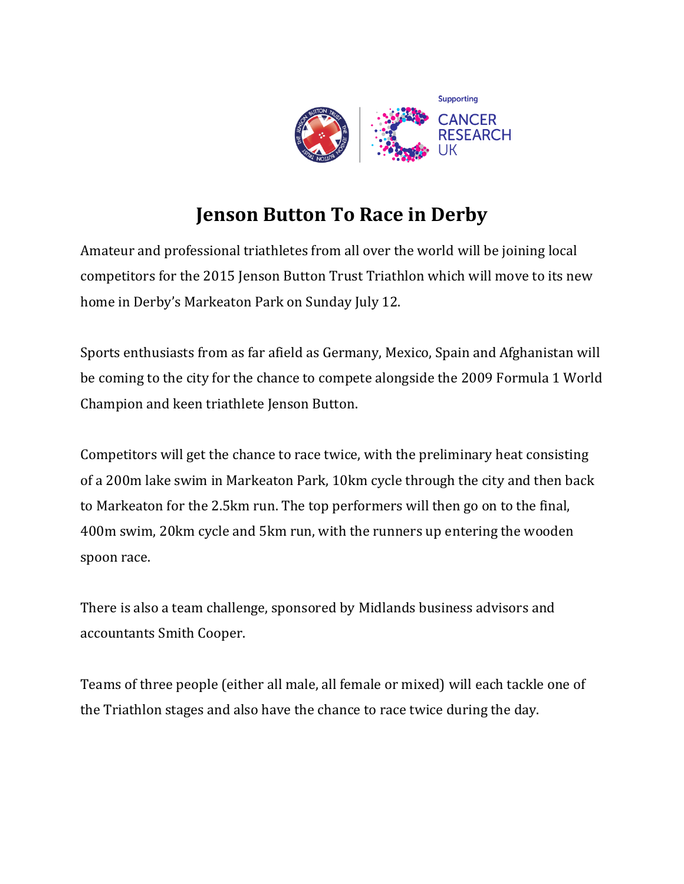Supporting CANCER RESEARCH UK

# Jenson Button To Race in Derby

Amateur and professional triathletes from all over the world will be joining local competitors for the 2015 Jenson Button Trust Triathlon which will move to its new home in Derby's Markeaton Park on Sunday July 12.

Sports enthusiasts from as far afield as Germany, Mexico, Spain and Afghanistan will be coming to the city for the chance to compete alongside the 2009 Formula 1 World Champion and keen triathlete Jenson Button.

Competitors will get the chance to race twice, with the preliminary heat consisting of a 200m lake swim in Markeaton Park, 10km cycle through the city and then back to Markeaton for the 2.5km run. The top performers will then go on to the final, 400m swim, 20km cycle and 5km run, with the runners up entering the wooden spoon race.

There is also a team challenge, sponsored by Midlands business advisors and accountants Smith Cooper.

Teams of three people (either all male, all female or mixed) will each tackle one of the Triathlon stages and also have the chance to race twice during the day.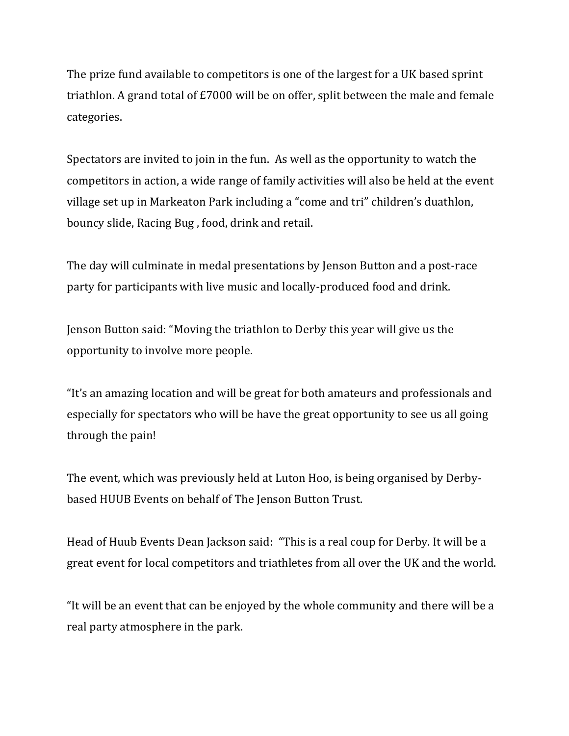The prize fund available to competitors is one of the largest for a UK based sprint triathlon. A grand total of £7000 will be on offer, split between the male and female categories.

Spectators are invited to join in the fun.  As well as the opportunity to watch the competitors in action, a wide range of family activities will also be held at the event village set up in Markeaton Park including a "come and tri" children's duathlon, bouncy slide, Racing Bug , food, drink and retail.

The day will culminate in medal presentations by Jenson Button and a post-race party for participants with live music and locally-produced food and drink.

Jenson Button said: "Moving the triathlon to Derby this year will give us the opportunity to involve more people.

"It's an amazing location and will be great for both amateurs and professionals and especially for spectators who will be have the great opportunity to see us all going through the pain!

The event, which was previously held at Luton Hoo, is being organised by Derby-based HUUB Events on behalf of The Jenson Button Trust.

Head of Huub Events Dean Jackson said:  "This is a real coup for Derby. It will be a great event for local competitors and triathletes from all over the UK and the world.

"It will be an event that can be enjoyed by the whole community and there will be a real party atmosphere in the park.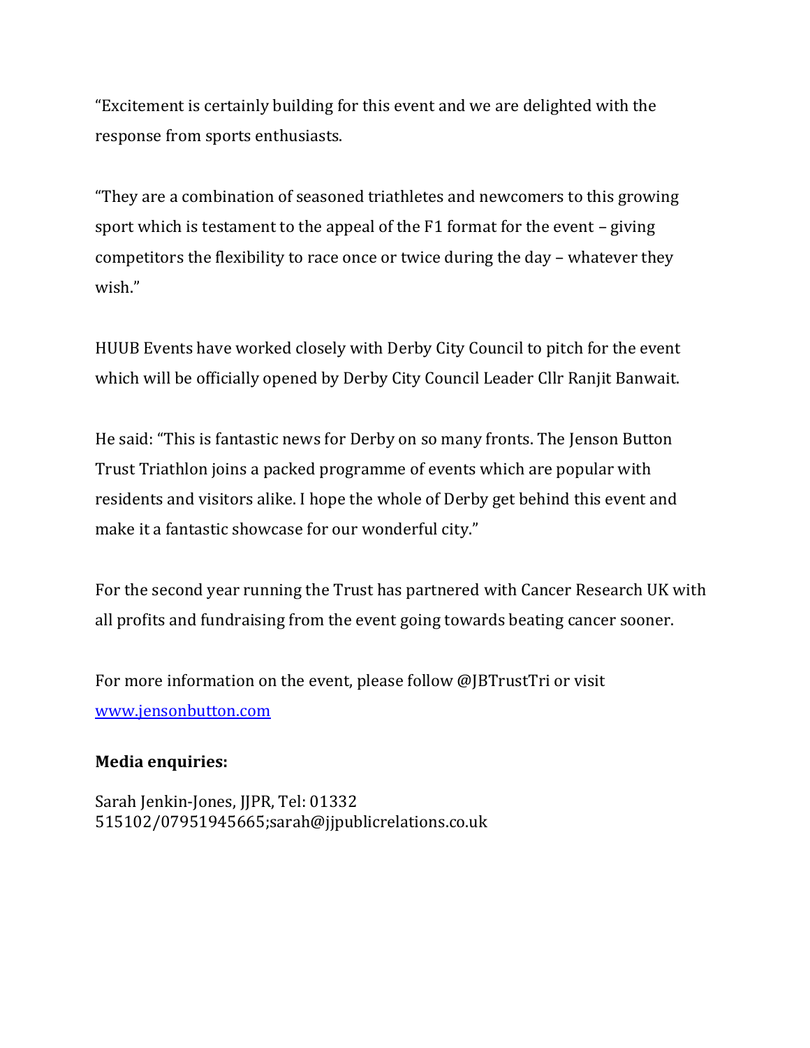“Excitement is certainly building for this event and we are delighted with the response from sports enthusiasts.

“They are a combination of seasoned triathletes and newcomers to this growing sport which is testament to the appeal of the F1 format for the event – giving competitors the flexibility to race once or twice during the day – whatever they wish.”

HUUB Events have worked closely with Derby City Council to pitch for the event which will be officially opened by Derby City Council Leader Cllr Ranjit Banwait.

He said: “This is fantastic news for Derby on so many fronts. The Jenson Button Trust Triathlon joins a packed programme of events which are popular with residents and visitors alike. I hope the whole of Derby get behind this event and make it a fantastic showcase for our wonderful city.”

For the second year running the Trust has partnered with Cancer Research UK with all profits and fundraising from the event going towards beating cancer sooner.

For more information on the event, please follow @JBTrustTri or visit [www.jensonbutton.com](http://www.jensonbutton.com)

**Media enquiries:**

Sarah Jenkin-Jones, JJPR, Tel: 01332 515102/07951945665;sarah@jjpublicrelations.co.uk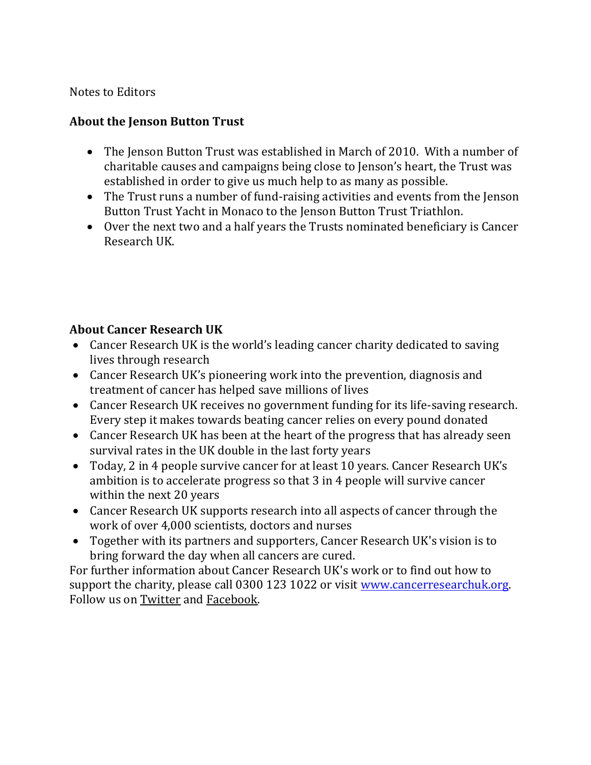Notes to Editors

**About the Jenson Button Trust**

- The Jenson Button Trust was established in March of 2010. With a number of charitable causes and campaigns being close to Jenson's heart, the Trust was established in order to give us much help to as many as possible.
- The Trust runs a number of fund-raising activities and events from the Jenson Button Trust Yacht in Monaco to the Jenson Button Trust Triathlon.
- Over the next two and a half years the Trusts nominated beneficiary is Cancer Research UK.

**About Cancer Research UK**

- Cancer Research UK is the world's leading cancer charity dedicated to saving lives through research
- Cancer Research UK's pioneering work into the prevention, diagnosis and treatment of cancer has helped save millions of lives
- Cancer Research UK receives no government funding for its life-saving research. Every step it makes towards beating cancer relies on every pound donated
- Cancer Research UK has been at the heart of the progress that has already seen survival rates in the UK double in the last forty years
- Today, 2 in 4 people survive cancer for at least 10 years. Cancer Research UK's ambition is to accelerate progress so that 3 in 4 people will survive cancer within the next 20 years
- Cancer Research UK supports research into all aspects of cancer through the work of over 4,000 scientists, doctors and nurses
- Together with its partners and supporters, Cancer Research UK's vision is to bring forward the day when all cancers are cured.

For further information about Cancer Research UK's work or to find out how to support the charity, please call 0300 123 1022 or visit [www.cancerresearchuk.org](http://www.cancerresearchuk.org). Follow us on Twitter and Facebook.